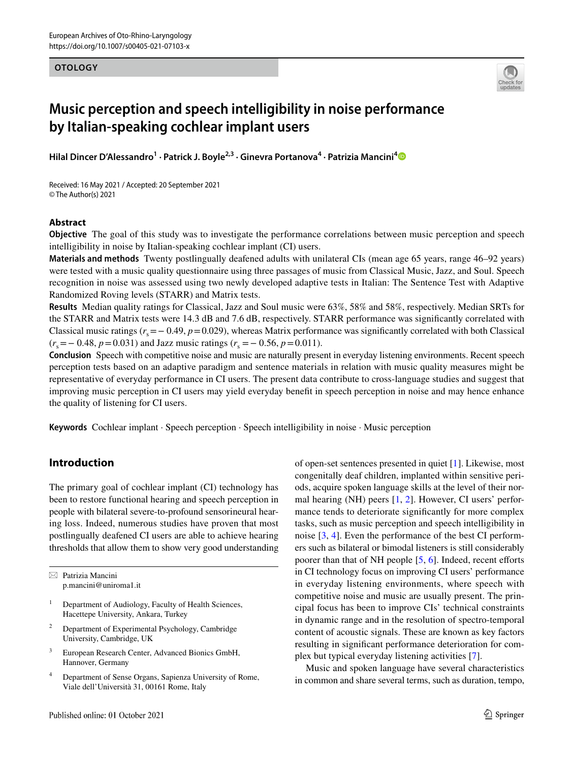OTOLOGY

# Music perception and speech intelligibility in noise performance by Italian-speaking cochlear implant users

**Hilal Dincer D'Alessandro[1] · Patrick J. Boyle[2,3] · Ginevra Portanova[4] · Patrizia Mancini[4]**

Received: 16 May 2021 / Accepted: 20 September 2021
© The Author(s) 2021

## Abstract

**Objective** The goal of this study was to investigate the performance correlations between music perception and speech intelligibility in noise by Italian-speaking cochlear implant (CI) users.

**Materials and methods** Twenty postlingually deafened adults with unilateral CIs (mean age 65 years, range 46–92 years) were tested with a music quality questionnaire using three passages of music from Classical Music, Jazz, and Soul. Speech recognition in noise was assessed using two newly developed adaptive tests in Italian: The Sentence Test with Adaptive Randomized Roving levels (STARR) and Matrix tests.

**Results** Median quality ratings for Classical, Jazz and Soul music were 63%, 58% and 58%, respectively. Median SRTs for the STARR and Matrix tests were 14.3 dB and 7.6 dB, respectively. STARR performance was significantly correlated with Classical music ratings ($r_s = -0.49$, $p = 0.029$), whereas Matrix performance was significantly correlated with both Classical ($r_s = -0.48$, $p = 0.031$) and Jazz music ratings ($r_s = -0.56$, $p = 0.011$).

**Conclusion** Speech with competitive noise and music are naturally present in everyday listening environments. Recent speech perception tests based on an adaptive paradigm and sentence materials in relation with music quality measures might be representative of everyday performance in CI users. The present data contribute to cross-language studies and suggest that improving music perception in CI users may yield everyday benefit in speech perception in noise and may hence enhance the quality of listening for CI users.

**Keywords** Cochlear implant · Speech perception · Speech intelligibility in noise · Music perception

## Introduction

The primary goal of cochlear implant (CI) technology has been to restore functional hearing and speech perception in people with bilateral severe-to-profound sensorineural hearing loss. Indeed, numerous studies have proven that most postlingually deafened CI users are able to achieve hearing thresholds that allow them to show very good understanding of open-set sentences presented in quiet [1]. Likewise, most congenitally deaf children, implanted within sensitive periods, acquire spoken language skills at the level of their normal hearing (NH) peers [1, 2]. However, CI users' performance tends to deteriorate significantly for more complex tasks, such as music perception and speech intelligibility in noise [3, 4]. Even the performance of the best CI performers such as bilateral or bimodal listeners is still considerably poorer than that of NH people [5, 6]. Indeed, recent efforts in CI technology focus on improving CI users' performance in everyday listening environments, where speech with competitive noise and music are usually present. The principal focus has been to improve CIs' technical constraints in dynamic range and in the resolution of spectro-temporal content of acoustic signals. These are known as key factors resulting in significant performance deterioration for complex but typical everyday listening activities [7].

Music and spoken language have several characteristics in common and share several terms, such as duration, tempo,

---

✉ Patrizia Mancini
p.mancini@uniroma1.it

[1] Department of Audiology, Faculty of Health Sciences, Hacettepe University, Ankara, Turkey

[2] Department of Experimental Psychology, Cambridge University, Cambridge, UK

[3] European Research Center, Advanced Bionics GmbH, Hannover, Germany

[4] Department of Sense Organs, Sapienza University of Rome, Viale dell'Università 31, 00161 Rome, Italy

Published online: 01 October 2021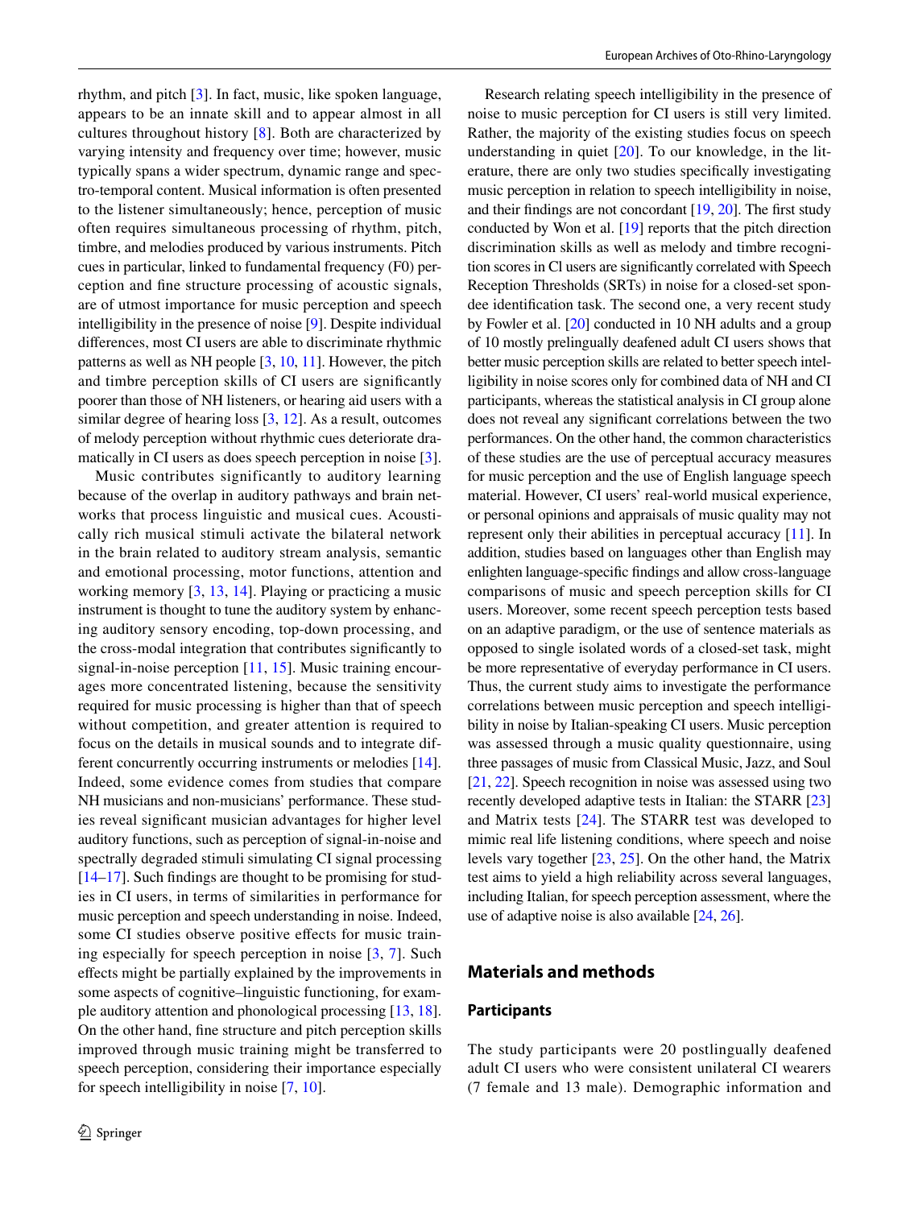rhythm, and pitch [3]. In fact, music, like spoken language, appears to be an innate skill and to appear almost in all cultures throughout history [8]. Both are characterized by varying intensity and frequency over time; however, music typically spans a wider spectrum, dynamic range and spectro-temporal content. Musical information is often presented to the listener simultaneously; hence, perception of music often requires simultaneous processing of rhythm, pitch, timbre, and melodies produced by various instruments. Pitch cues in particular, linked to fundamental frequency (F0) perception and fine structure processing of acoustic signals, are of utmost importance for music perception and speech intelligibility in the presence of noise [9]. Despite individual differences, most CI users are able to discriminate rhythmic patterns as well as NH people [3, 10, 11]. However, the pitch and timbre perception skills of CI users are significantly poorer than those of NH listeners, or hearing aid users with a similar degree of hearing loss [3, 12]. As a result, outcomes of melody perception without rhythmic cues deteriorate dramatically in CI users as does speech perception in noise [3].

Music contributes significantly to auditory learning because of the overlap in auditory pathways and brain networks that process linguistic and musical cues. Acoustically rich musical stimuli activate the bilateral network in the brain related to auditory stream analysis, semantic and emotional processing, motor functions, attention and working memory [3, 13, 14]. Playing or practicing a music instrument is thought to tune the auditory system by enhancing auditory sensory encoding, top-down processing, and the cross-modal integration that contributes significantly to signal-in-noise perception [11, 15]. Music training encourages more concentrated listening, because the sensitivity required for music processing is higher than that of speech without competition, and greater attention is required to focus on the details in musical sounds and to integrate different concurrently occurring instruments or melodies [14]. Indeed, some evidence comes from studies that compare NH musicians and non-musicians' performance. These studies reveal significant musician advantages for higher level auditory functions, such as perception of signal-in-noise and spectrally degraded stimuli simulating CI signal processing [14–17]. Such findings are thought to be promising for studies in CI users, in terms of similarities in performance for music perception and speech understanding in noise. Indeed, some CI studies observe positive effects for music training especially for speech perception in noise [3, 7]. Such effects might be partially explained by the improvements in some aspects of cognitive–linguistic functioning, for example auditory attention and phonological processing [13, 18]. On the other hand, fine structure and pitch perception skills improved through music training might be transferred to speech perception, considering their importance especially for speech intelligibility in noise [7, 10].

Research relating speech intelligibility in the presence of noise to music perception for CI users is still very limited. Rather, the majority of the existing studies focus on speech understanding in quiet [20]. To our knowledge, in the literature, there are only two studies specifically investigating music perception in relation to speech intelligibility in noise, and their findings are not concordant [19, 20]. The first study conducted by Won et al. [19] reports that the pitch direction discrimination skills as well as melody and timbre recognition scores in Cl users are significantly correlated with Speech Reception Thresholds (SRTs) in noise for a closed-set spondee identification task. The second one, a very recent study by Fowler et al. [20] conducted in 10 NH adults and a group of 10 mostly prelingually deafened adult CI users shows that better music perception skills are related to better speech intelligibility in noise scores only for combined data of NH and CI participants, whereas the statistical analysis in CI group alone does not reveal any significant correlations between the two performances. On the other hand, the common characteristics of these studies are the use of perceptual accuracy measures for music perception and the use of English language speech material. However, CI users' real-world musical experience, or personal opinions and appraisals of music quality may not represent only their abilities in perceptual accuracy [11]. In addition, studies based on languages other than English may enlighten language-specific findings and allow cross-language comparisons of music and speech perception skills for CI users. Moreover, some recent speech perception tests based on an adaptive paradigm, or the use of sentence materials as opposed to single isolated words of a closed-set task, might be more representative of everyday performance in CI users. Thus, the current study aims to investigate the performance correlations between music perception and speech intelligibility in noise by Italian-speaking CI users. Music perception was assessed through a music quality questionnaire, using three passages of music from Classical Music, Jazz, and Soul [21, 22]. Speech recognition in noise was assessed using two recently developed adaptive tests in Italian: the STARR [23] and Matrix tests [24]. The STARR test was developed to mimic real life listening conditions, where speech and noise levels vary together [23, 25]. On the other hand, the Matrix test aims to yield a high reliability across several languages, including Italian, for speech perception assessment, where the use of adaptive noise is also available [24, 26].

## Materials and methods

### Participants

The study participants were 20 postlingually deafened adult CI users who were consistent unilateral CI wearers (7 female and 13 male). Demographic information and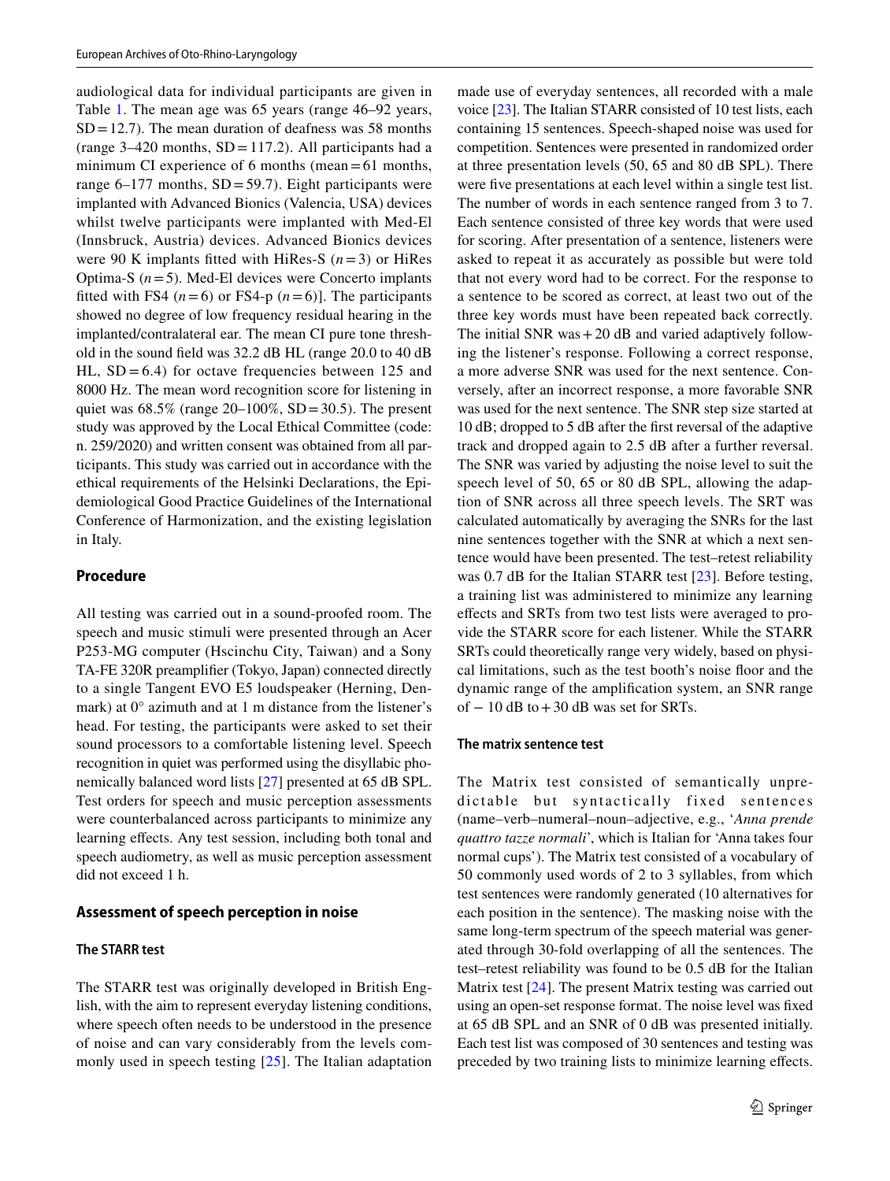audiological data for individual participants are given in Table 1. The mean age was 65 years (range 46–92 years, SD = 12.7). The mean duration of deafness was 58 months (range 3–420 months, SD = 117.2). All participants had a minimum CI experience of 6 months (mean = 61 months, range 6–177 months, SD = 59.7). Eight participants were implanted with Advanced Bionics (Valencia, USA) devices whilst twelve participants were implanted with Med-El (Innsbruck, Austria) devices. Advanced Bionics devices were 90 K implants fitted with HiRes-S ($n = 3$) or HiRes Optima-S ($n = 5$). Med-El devices were Concerto implants fitted with FS4 ($n = 6$) or FS4-p ($n = 6$)]. The participants showed no degree of low frequency residual hearing in the implanted/contralateral ear. The mean CI pure tone threshold in the sound field was 32.2 dB HL (range 20.0 to 40 dB HL, SD = 6.4) for octave frequencies between 125 and 8000 Hz. The mean word recognition score for listening in quiet was 68.5% (range 20–100%, SD = 30.5). The present study was approved by the Local Ethical Committee (code: n. 259/2020) and written consent was obtained from all participants. This study was carried out in accordance with the ethical requirements of the Helsinki Declarations, the Epidemiological Good Practice Guidelines of the International Conference of Harmonization, and the existing legislation in Italy.

## Procedure

All testing was carried out in a sound-proofed room. The speech and music stimuli were presented through an Acer P253-MG computer (Hscinchu City, Taiwan) and a Sony TA-FE 320R preamplifier (Tokyo, Japan) connected directly to a single Tangent EVO E5 loudspeaker (Herning, Denmark) at 0° azimuth and at 1 m distance from the listener's head. For testing, the participants were asked to set their sound processors to a comfortable listening level. Speech recognition in quiet was performed using the disyllabic phonemically balanced word lists [27] presented at 65 dB SPL. Test orders for speech and music perception assessments were counterbalanced across participants to minimize any learning effects. Any test session, including both tonal and speech audiometry, as well as music perception assessment did not exceed 1 h.

## Assessment of speech perception in noise

### The STARR test

The STARR test was originally developed in British English, with the aim to represent everyday listening conditions, where speech often needs to be understood in the presence of noise and can vary considerably from the levels commonly used in speech testing [25]. The Italian adaptation made use of everyday sentences, all recorded with a male voice [23]. The Italian STARR consisted of 10 test lists, each containing 15 sentences. Speech-shaped noise was used for competition. Sentences were presented in randomized order at three presentation levels (50, 65 and 80 dB SPL). There were five presentations at each level within a single test list. The number of words in each sentence ranged from 3 to 7. Each sentence consisted of three key words that were used for scoring. After presentation of a sentence, listeners were asked to repeat it as accurately as possible but were told that not every word had to be correct. For the response to a sentence to be scored as correct, at least two out of the three key words must have been repeated back correctly. The initial SNR was + 20 dB and varied adaptively following the listener's response. Following a correct response, a more adverse SNR was used for the next sentence. Conversely, after an incorrect response, a more favorable SNR was used for the next sentence. The SNR step size started at 10 dB; dropped to 5 dB after the first reversal of the adaptive track and dropped again to 2.5 dB after a further reversal. The SNR was varied by adjusting the noise level to suit the speech level of 50, 65 or 80 dB SPL, allowing the adaption of SNR across all three speech levels. The SRT was calculated automatically by averaging the SNRs for the last nine sentences together with the SNR at which a next sentence would have been presented. The test–retest reliability was 0.7 dB for the Italian STARR test [23]. Before testing, a training list was administered to minimize any learning effects and SRTs from two test lists were averaged to provide the STARR score for each listener. While the STARR SRTs could theoretically range very widely, based on physical limitations, such as the test booth's noise floor and the dynamic range of the amplification system, an SNR range of − 10 dB to + 30 dB was set for SRTs.

### The matrix sentence test

The Matrix test consisted of semantically unpredictable but syntactically fixed sentences (name–verb–numeral–noun–adjective, e.g., '*Anna prende quattro tazze normali*', which is Italian for 'Anna takes four normal cups'). The Matrix test consisted of a vocabulary of 50 commonly used words of 2 to 3 syllables, from which test sentences were randomly generated (10 alternatives for each position in the sentence). The masking noise with the same long-term spectrum of the speech material was generated through 30-fold overlapping of all the sentences. The test–retest reliability was found to be 0.5 dB for the Italian Matrix test [24]. The present Matrix testing was carried out using an open-set response format. The noise level was fixed at 65 dB SPL and an SNR of 0 dB was presented initially. Each test list was composed of 30 sentences and testing was preceded by two training lists to minimize learning effects.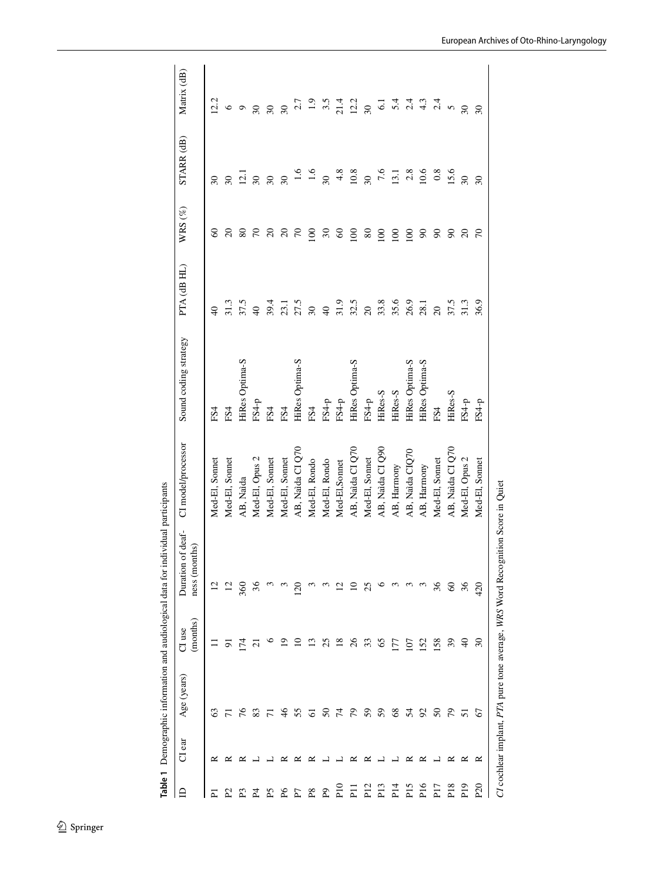**Table 1** Demographic information and audiological data for individual participants

| ID | CI ear | Age (years) | CI use (months) | Duration of deafness (months) | CI model/processor | Sound coding strategy | PTA (dB HL) | WRS (%) | STARR (dB) | Matrix (dB) |
|---|---|---|---|---|---|---|---|---|---|---|
| P1 | R | 63 | 11 | 12 | Med-El, Sonnet | FS4 | 40 | 60 | 30 | 12.2 |
| P2 | R | 71 | 91 | 12 | Med-El, Sonnet | FS4 | 31.3 | 20 | 30 | 6 |
| P3 | R | 76 | 174 | 360 | AB, Naida | HiRes Optima-S | 37.5 | 80 | 12.1 | 9 |
| P4 | L | 83 | 21 | 36 | Med-El, Opus 2 | FS4-p | 40 | 70 | 30 | 30 |
| P5 | L | 71 | 6 | 3 | Med-El, Sonnet | FS4 | 39.4 | 20 | 30 | 30 |
| P6 | R | 46 | 19 | 3 | Med-El, Sonnet | FS4 | 23.1 | 20 | 30 | 30 |
| P7 | R | 55 | 10 | 120 | AB, Naida CI Q70 | HiRes Optima-S | 27.5 | 70 | 1.6 | 2.7 |
| P8 | R | 61 | 13 | 3 | Med-El, Rondo | FS4 | 30 | 100 | 1.6 | 1.9 |
| P9 | L | 50 | 25 | 3 | Med-El, Rondo | FS4-p | 40 | 30 | 30 | 3.5 |
| P10 | L | 74 | 18 | 12 | Med-El,Sonnet | FS4-p | 31.9 | 60 | 4.8 | 21.4 |
| P11 | R | 79 | 26 | 10 | AB, Naida CI Q70 | HiRes Optima-S | 32.5 | 100 | 10.8 | 12.2 |
| P12 | R | 59 | 33 | 25 | Med-El, Sonnet | FS4-p | 20 | 80 | 30 | 30 |
| P13 | L | 59 | 65 | 6 | AB, Naida CI Q90 | HiRes-S | 33.8 | 100 | 7.6 | 6.1 |
| P14 | L | 68 | 177 | 3 | AB, Harmony | HiRes-S | 35.6 | 100 | 13.1 | 5.4 |
| P15 | R | 54 | 107 | 3 | AB, Naida CIQ70 | HiRes Optima-S | 26.9 | 100 | 2.8 | 2.4 |
| P16 | R | 92 | 152 | 3 | AB, Harmony | HiRes Optima-S | 28.1 | 90 | 10.6 | 4.3 |
| P17 | L | 50 | 158 | 36 | Med-El, Sonnet | FS4 | 20 | 90 | 0.8 | 2.4 |
| P18 | R | 79 | 39 | 60 | AB, Naida CI Q70 | HiRes-S | 37.5 | 90 | 15.6 | 5 |
| P19 | R | 51 | 40 | 36 | Med-El, Opus 2 | FS4-p | 31.3 | 20 | 30 | 30 |
| P20 | R | 67 | 30 | 420 | Med-El, Sonnet | FS4-p | 36.9 | 70 | 30 | 30 |

*CI* cochlear implant, *PTA* pure tone average, *WRS* Word Recognition Score in Quiet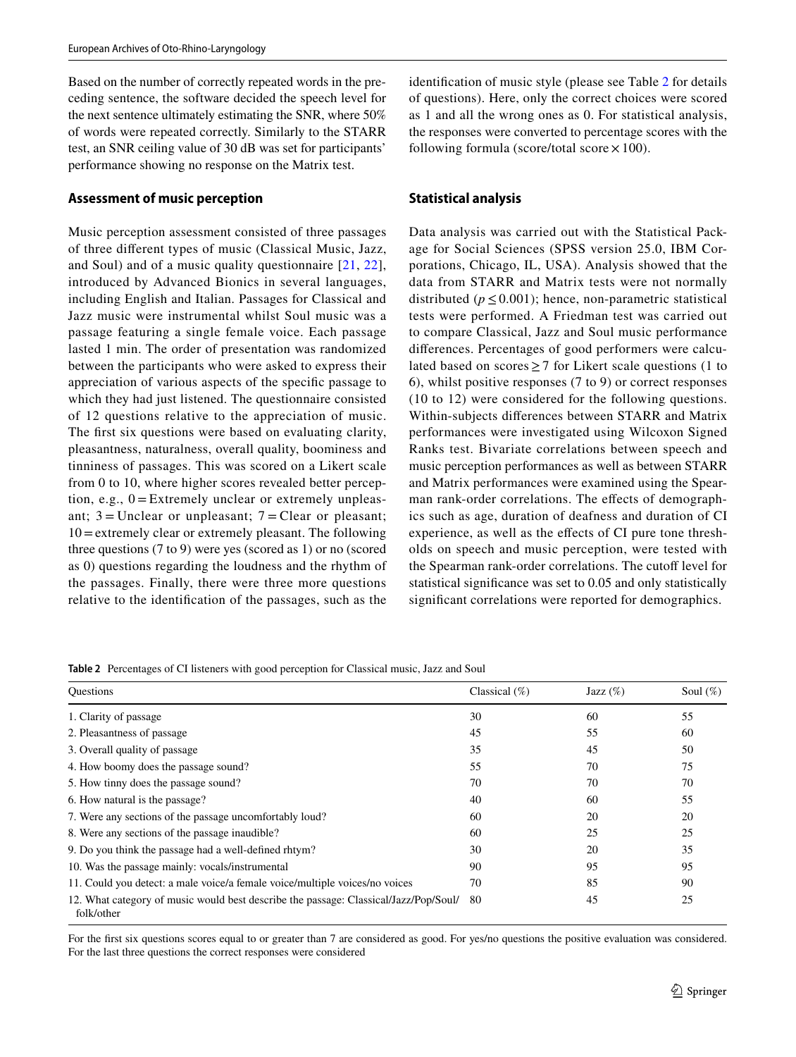Based on the number of correctly repeated words in the preceding sentence, the software decided the speech level for the next sentence ultimately estimating the SNR, where 50% of words were repeated correctly. Similarly to the STARR test, an SNR ceiling value of 30 dB was set for participants' performance showing no response on the Matrix test.

### Assessment of music perception

Music perception assessment consisted of three passages of three different types of music (Classical Music, Jazz, and Soul) and of a music quality questionnaire [21, 22], introduced by Advanced Bionics in several languages, including English and Italian. Passages for Classical and Jazz music were instrumental whilst Soul music was a passage featuring a single female voice. Each passage lasted 1 min. The order of presentation was randomized between the participants who were asked to express their appreciation of various aspects of the specific passage to which they had just listened. The questionnaire consisted of 12 questions relative to the appreciation of music. The first six questions were based on evaluating clarity, pleasantness, naturalness, overall quality, boominess and tinniness of passages. This was scored on a Likert scale from 0 to 10, where higher scores revealed better perception, e.g., 0 = Extremely unclear or extremely unpleasant; 3 = Unclear or unpleasant; 7 = Clear or pleasant; 10 = extremely clear or extremely pleasant. The following three questions (7 to 9) were yes (scored as 1) or no (scored as 0) questions regarding the loudness and the rhythm of the passages. Finally, there were three more questions relative to the identification of the passages, such as the identification of music style (please see Table 2 for details of questions). Here, only the correct choices were scored as 1 and all the wrong ones as 0. For statistical analysis, the responses were converted to percentage scores with the following formula (score/total score × 100).

### Statistical analysis

Data analysis was carried out with the Statistical Package for Social Sciences (SPSS version 25.0, IBM Corporations, Chicago, IL, USA). Analysis showed that the data from STARR and Matrix tests were not normally distributed ($p \leq 0.001$); hence, non-parametric statistical tests were performed. A Friedman test was carried out to compare Classical, Jazz and Soul music performance differences. Percentages of good performers were calculated based on scores ≥ 7 for Likert scale questions (1 to 6), whilst positive responses (7 to 9) or correct responses (10 to 12) were considered for the following questions. Within-subjects differences between STARR and Matrix performances were investigated using Wilcoxon Signed Ranks test. Bivariate correlations between speech and music perception performances as well as between STARR and Matrix performances were examined using the Spearman rank-order correlations. The effects of demographics such as age, duration of deafness and duration of CI experience, as well as the effects of CI pure tone thresholds on speech and music perception, were tested with the Spearman rank-order correlations. The cutoff level for statistical significance was set to 0.05 and only statistically significant correlations were reported for demographics.

**Table 2** Percentages of CI listeners with good perception for Classical music, Jazz and Soul

| Questions | Classical (%) | Jazz (%) | Soul (%) |
|---|---|---|---|
| 1. Clarity of passage | 30 | 60 | 55 |
| 2. Pleasantness of passage | 45 | 55 | 60 |
| 3. Overall quality of passage | 35 | 45 | 50 |
| 4. How boomy does the passage sound? | 55 | 70 | 75 |
| 5. How tinny does the passage sound? | 70 | 70 | 70 |
| 6. How natural is the passage? | 40 | 60 | 55 |
| 7. Were any sections of the passage uncomfortably loud? | 60 | 20 | 20 |
| 8. Were any sections of the passage inaudible? | 60 | 25 | 25 |
| 9. Do you think the passage had a well-defined rhtym? | 30 | 20 | 35 |
| 10. Was the passage mainly: vocals/instrumental | 90 | 95 | 95 |
| 11. Could you detect: a male voice/a female voice/multiple voices/no voices | 70 | 85 | 90 |
| 12. What category of music would best describe the passage: Classical/Jazz/Pop/Soul/folk/other | 80 | 45 | 25 |

For the first six questions scores equal to or greater than 7 are considered as good. For yes/no questions the positive evaluation was considered. For the last three questions the correct responses were considered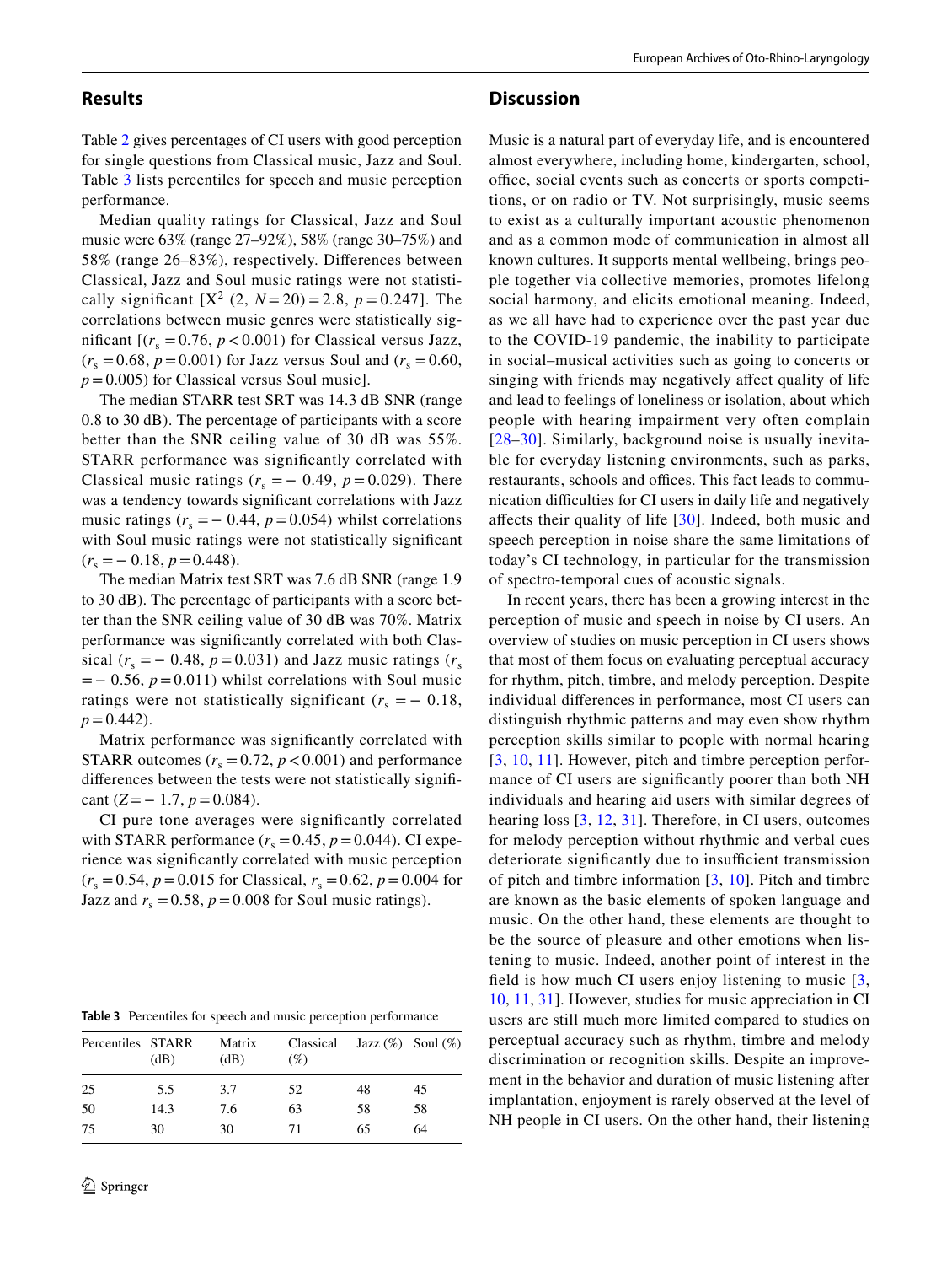## Results

Table 2 gives percentages of CI users with good perception for single questions from Classical music, Jazz and Soul. Table 3 lists percentiles for speech and music perception performance.

Median quality ratings for Classical, Jazz and Soul music were 63% (range 27–92%), 58% (range 30–75%) and 58% (range 26–83%), respectively. Differences between Classical, Jazz and Soul music ratings were not statistically significant [$X^2$ (2, $N=20$) = 2.8, $p=0.247$]. The correlations between music genres were statistically significant [($r_s=0.76$, $p<0.001$) for Classical versus Jazz, ($r_s=0.68$, $p=0.001$) for Jazz versus Soul and ($r_s=0.60$, $p=0.005$) for Classical versus Soul music].

The median STARR test SRT was 14.3 dB SNR (range 0.8 to 30 dB). The percentage of participants with a score better than the SNR ceiling value of 30 dB was 55%. STARR performance was significantly correlated with Classical music ratings ($r_s=-0.49$, $p=0.029$). There was a tendency towards significant correlations with Jazz music ratings ($r_s=-0.44$, $p=0.054$) whilst correlations with Soul music ratings were not statistically significant ($r_s=-0.18$, $p=0.448$).

The median Matrix test SRT was 7.6 dB SNR (range 1.9 to 30 dB). The percentage of participants with a score better than the SNR ceiling value of 30 dB was 70%. Matrix performance was significantly correlated with both Classical ($r_s=-0.48$, $p=0.031$) and Jazz music ratings ($r_s=-0.56$, $p=0.011$) whilst correlations with Soul music ratings were not statistically significant ($r_s=-0.18$, $p=0.442$).

Matrix performance was significantly correlated with STARR outcomes ($r_s=0.72$, $p<0.001$) and performance differences between the tests were not statistically significant ($Z=-1.7$, $p=0.084$).

CI pure tone averages were significantly correlated with STARR performance ($r_s=0.45$, $p=0.044$). CI experience was significantly correlated with music perception ($r_s=0.54$, $p=0.015$ for Classical, $r_s=0.62$, $p=0.004$ for Jazz and $r_s=0.58$, $p=0.008$ for Soul music ratings).

**Table 3** Percentiles for speech and music perception performance

| Percentiles | STARR (dB) | Matrix (dB) | Classical (%) | Jazz (%) | Soul (%) |
|---|---|---|---|---|---|
| 25 | 5.5 | 3.7 | 52 | 48 | 45 |
| 50 | 14.3 | 7.6 | 63 | 58 | 58 |
| 75 | 30 | 30 | 71 | 65 | 64 |

## Discussion

Music is a natural part of everyday life, and is encountered almost everywhere, including home, kindergarten, school, office, social events such as concerts or sports competitions, or on radio or TV. Not surprisingly, music seems to exist as a culturally important acoustic phenomenon and as a common mode of communication in almost all known cultures. It supports mental wellbeing, brings people together via collective memories, promotes lifelong social harmony, and elicits emotional meaning. Indeed, as we all have had to experience over the past year due to the COVID-19 pandemic, the inability to participate in social–musical activities such as going to concerts or singing with friends may negatively affect quality of life and lead to feelings of loneliness or isolation, about which people with hearing impairment very often complain [28–30]. Similarly, background noise is usually inevitable for everyday listening environments, such as parks, restaurants, schools and offices. This fact leads to communication difficulties for CI users in daily life and negatively affects their quality of life [30]. Indeed, both music and speech perception in noise share the same limitations of today's CI technology, in particular for the transmission of spectro-temporal cues of acoustic signals.

In recent years, there has been a growing interest in the perception of music and speech in noise by CI users. An overview of studies on music perception in CI users shows that most of them focus on evaluating perceptual accuracy for rhythm, pitch, timbre, and melody perception. Despite individual differences in performance, most CI users can distinguish rhythmic patterns and may even show rhythm perception skills similar to people with normal hearing [3, 10, 11]. However, pitch and timbre perception performance of CI users are significantly poorer than both NH individuals and hearing aid users with similar degrees of hearing loss [3, 12, 31]. Therefore, in CI users, outcomes for melody perception without rhythmic and verbal cues deteriorate significantly due to insufficient transmission of pitch and timbre information [3, 10]. Pitch and timbre are known as the basic elements of spoken language and music. On the other hand, these elements are thought to be the source of pleasure and other emotions when listening to music. Indeed, another point of interest in the field is how much CI users enjoy listening to music [3, 10, 11, 31]. However, studies for music appreciation in CI users are still much more limited compared to studies on perceptual accuracy such as rhythm, timbre and melody discrimination or recognition skills. Despite an improvement in the behavior and duration of music listening after implantation, enjoyment is rarely observed at the level of NH people in CI users. On the other hand, their listening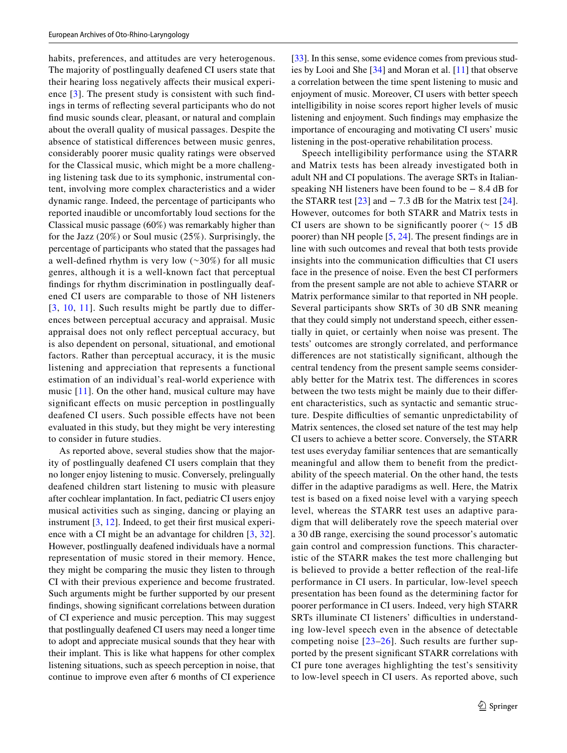habits, preferences, and attitudes are very heterogenous. The majority of postlingually deafened CI users state that their hearing loss negatively affects their musical experience [3]. The present study is consistent with such findings in terms of reflecting several participants who do not find music sounds clear, pleasant, or natural and complain about the overall quality of musical passages. Despite the absence of statistical differences between music genres, considerably poorer music quality ratings were observed for the Classical music, which might be a more challenging listening task due to its symphonic, instrumental content, involving more complex characteristics and a wider dynamic range. Indeed, the percentage of participants who reported inaudible or uncomfortably loud sections for the Classical music passage (60%) was remarkably higher than for the Jazz (20%) or Soul music (25%). Surprisingly, the percentage of participants who stated that the passages had a well-defined rhythm is very low (~30%) for all music genres, although it is a well-known fact that perceptual findings for rhythm discrimination in postlingually deafened CI users are comparable to those of NH listeners [3, 10, 11]. Such results might be partly due to differences between perceptual accuracy and appraisal. Music appraisal does not only reflect perceptual accuracy, but is also dependent on personal, situational, and emotional factors. Rather than perceptual accuracy, it is the music listening and appreciation that represents a functional estimation of an individual's real-world experience with music [11]. On the other hand, musical culture may have significant effects on music perception in postlingually deafened CI users. Such possible effects have not been evaluated in this study, but they might be very interesting to consider in future studies.

As reported above, several studies show that the majority of postlingually deafened CI users complain that they no longer enjoy listening to music. Conversely, prelingually deafened children start listening to music with pleasure after cochlear implantation. In fact, pediatric CI users enjoy musical activities such as singing, dancing or playing an instrument [3, 12]. Indeed, to get their first musical experience with a CI might be an advantage for children [3, 32]. However, postlingually deafened individuals have a normal representation of music stored in their memory. Hence, they might be comparing the music they listen to through CI with their previous experience and become frustrated. Such arguments might be further supported by our present findings, showing significant correlations between duration of CI experience and music perception. This may suggest that postlingually deafened CI users may need a longer time to adopt and appreciate musical sounds that they hear with their implant. This is like what happens for other complex listening situations, such as speech perception in noise, that continue to improve even after 6 months of CI experience [33]. In this sense, some evidence comes from previous studies by Looi and She [34] and Moran et al. [11] that observe a correlation between the time spent listening to music and enjoyment of music. Moreover, CI users with better speech intelligibility in noise scores report higher levels of music listening and enjoyment. Such findings may emphasize the importance of encouraging and motivating CI users' music listening in the post-operative rehabilitation process.

Speech intelligibility performance using the STARR and Matrix tests has been already investigated both in adult NH and CI populations. The average SRTs in Italian-speaking NH listeners have been found to be − 8.4 dB for the STARR test [23] and − 7.3 dB for the Matrix test [24]. However, outcomes for both STARR and Matrix tests in CI users are shown to be significantly poorer (~ 15 dB poorer) than NH people [5, 24]. The present findings are in line with such outcomes and reveal that both tests provide insights into the communication difficulties that CI users face in the presence of noise. Even the best CI performers from the present sample are not able to achieve STARR or Matrix performance similar to that reported in NH people. Several participants show SRTs of 30 dB SNR meaning that they could simply not understand speech, either essentially in quiet, or certainly when noise was present. The tests' outcomes are strongly correlated, and performance differences are not statistically significant, although the central tendency from the present sample seems considerably better for the Matrix test. The differences in scores between the two tests might be mainly due to their different characteristics, such as syntactic and semantic structure. Despite difficulties of semantic unpredictability of Matrix sentences, the closed set nature of the test may help CI users to achieve a better score. Conversely, the STARR test uses everyday familiar sentences that are semantically meaningful and allow them to benefit from the predictability of the speech material. On the other hand, the tests differ in the adaptive paradigms as well. Here, the Matrix test is based on a fixed noise level with a varying speech level, whereas the STARR test uses an adaptive paradigm that will deliberately rove the speech material over a 30 dB range, exercising the sound processor's automatic gain control and compression functions. This characteristic of the STARR makes the test more challenging but is believed to provide a better reflection of the real-life performance in CI users. In particular, low-level speech presentation has been found as the determining factor for poorer performance in CI users. Indeed, very high STARR SRTs illuminate CI listeners' difficulties in understanding low-level speech even in the absence of detectable competing noise [23–26]. Such results are further supported by the present significant STARR correlations with CI pure tone averages highlighting the test's sensitivity to low-level speech in CI users. As reported above, such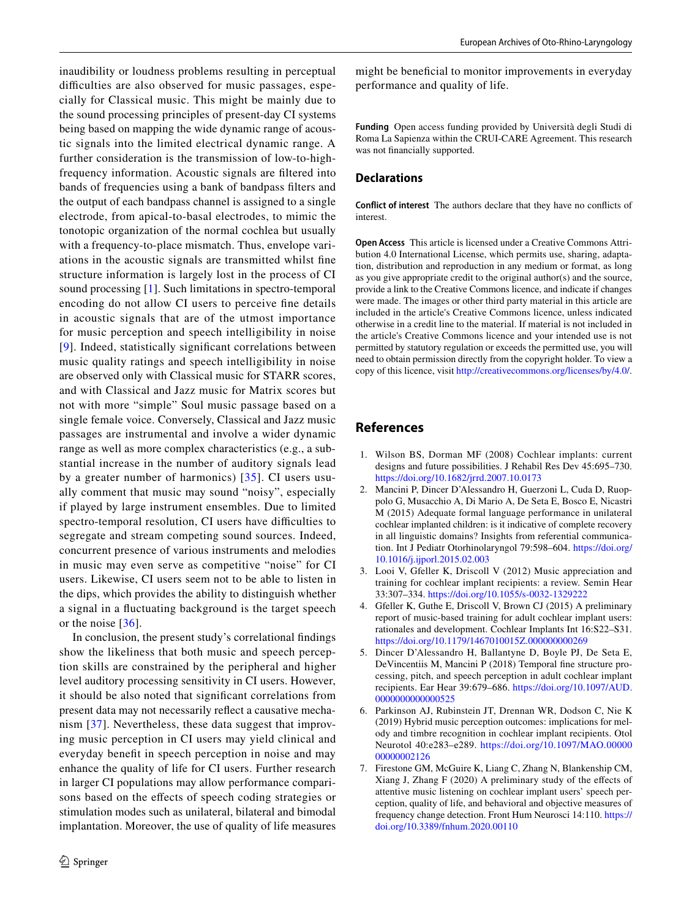inaudibility or loudness problems resulting in perceptual difficulties are also observed for music passages, especially for Classical music. This might be mainly due to the sound processing principles of present-day CI systems being based on mapping the wide dynamic range of acoustic signals into the limited electrical dynamic range. A further consideration is the transmission of low-to-high-frequency information. Acoustic signals are filtered into bands of frequencies using a bank of bandpass filters and the output of each bandpass channel is assigned to a single electrode, from apical-to-basal electrodes, to mimic the tonotopic organization of the normal cochlea but usually with a frequency-to-place mismatch. Thus, envelope variations in the acoustic signals are transmitted whilst fine structure information is largely lost in the process of CI sound processing [1]. Such limitations in spectro-temporal encoding do not allow CI users to perceive fine details in acoustic signals that are of the utmost importance for music perception and speech intelligibility in noise [9]. Indeed, statistically significant correlations between music quality ratings and speech intelligibility in noise are observed only with Classical music for STARR scores, and with Classical and Jazz music for Matrix scores but not with more "simple" Soul music passage based on a single female voice. Conversely, Classical and Jazz music passages are instrumental and involve a wider dynamic range as well as more complex characteristics (e.g., a substantial increase in the number of auditory signals lead by a greater number of harmonics) [35]. CI users usually comment that music may sound "noisy", especially if played by large instrument ensembles. Due to limited spectro-temporal resolution, CI users have difficulties to segregate and stream competing sound sources. Indeed, concurrent presence of various instruments and melodies in music may even serve as competitive "noise" for CI users. Likewise, CI users seem not to be able to listen in the dips, which provides the ability to distinguish whether a signal in a fluctuating background is the target speech or the noise [36].

In conclusion, the present study's correlational findings show the likeliness that both music and speech perception skills are constrained by the peripheral and higher level auditory processing sensitivity in CI users. However, it should be also noted that significant correlations from present data may not necessarily reflect a causative mechanism [37]. Nevertheless, these data suggest that improving music perception in CI users may yield clinical and everyday benefit in speech perception in noise and may enhance the quality of life for CI users. Further research in larger CI populations may allow performance comparisons based on the effects of speech coding strategies or stimulation modes such as unilateral, bilateral and bimodal implantation. Moreover, the use of quality of life measures might be beneficial to monitor improvements in everyday performance and quality of life.

**Funding** Open access funding provided by Università degli Studi di Roma La Sapienza within the CRUI-CARE Agreement. This research was not financially supported.

## Declarations

**Conflict of interest** The authors declare that they have no conflicts of interest.

**Open Access** This article is licensed under a Creative Commons Attribution 4.0 International License, which permits use, sharing, adaptation, distribution and reproduction in any medium or format, as long as you give appropriate credit to the original author(s) and the source, provide a link to the Creative Commons licence, and indicate if changes were made. The images or other third party material in this article are included in the article's Creative Commons licence, unless indicated otherwise in a credit line to the material. If material is not included in the article's Creative Commons licence and your intended use is not permitted by statutory regulation or exceeds the permitted use, you will need to obtain permission directly from the copyright holder. To view a copy of this licence, visit http://creativecommons.org/licenses/by/4.0/.

## References

1. Wilson BS, Dorman MF (2008) Cochlear implants: current designs and future possibilities. J Rehabil Res Dev 45:695–730. https://doi.org/10.1682/jrrd.2007.10.0173
2. Mancini P, Dincer D'Alessandro H, Guerzoni L, Cuda D, Ruoppolo G, Musacchio A, Di Mario A, De Seta E, Bosco E, Nicastri M (2015) Adequate formal language performance in unilateral cochlear implanted children: is it indicative of complete recovery in all linguistic domains? Insights from referential communication. Int J Pediatr Otorhinolaryngol 79:598–604. https://doi.org/10.1016/j.ijporl.2015.02.003
3. Looi V, Gfeller K, Driscoll V (2012) Music appreciation and training for cochlear implant recipients: a review. Semin Hear 33:307–334. https://doi.org/10.1055/s-0032-1329222
4. Gfeller K, Guthe E, Driscoll V, Brown CJ (2015) A preliminary report of music-based training for adult cochlear implant users: rationales and development. Cochlear Implants Int 16:S22–S31. https://doi.org/10.1179/1467010015Z.000000000269
5. Dincer D'Alessandro H, Ballantyne D, Boyle PJ, De Seta E, DeVincentiis M, Mancini P (2018) Temporal fine structure processing, pitch, and speech perception in adult cochlear implant recipients. Ear Hear 39:679–686. https://doi.org/10.1097/AUD.0000000000000525
6. Parkinson AJ, Rubinstein JT, Drennan WR, Dodson C, Nie K (2019) Hybrid music perception outcomes: implications for melody and timbre recognition in cochlear implant recipients. Otol Neurotol 40:e283–e289. https://doi.org/10.1097/MAO.0000000000002126
7. Firestone GM, McGuire K, Liang C, Zhang N, Blankenship CM, Xiang J, Zhang F (2020) A preliminary study of the effects of attentive music listening on cochlear implant users' speech perception, quality of life, and behavioral and objective measures of frequency change detection. Front Hum Neurosci 14:110. https://doi.org/10.3389/fnhum.2020.00110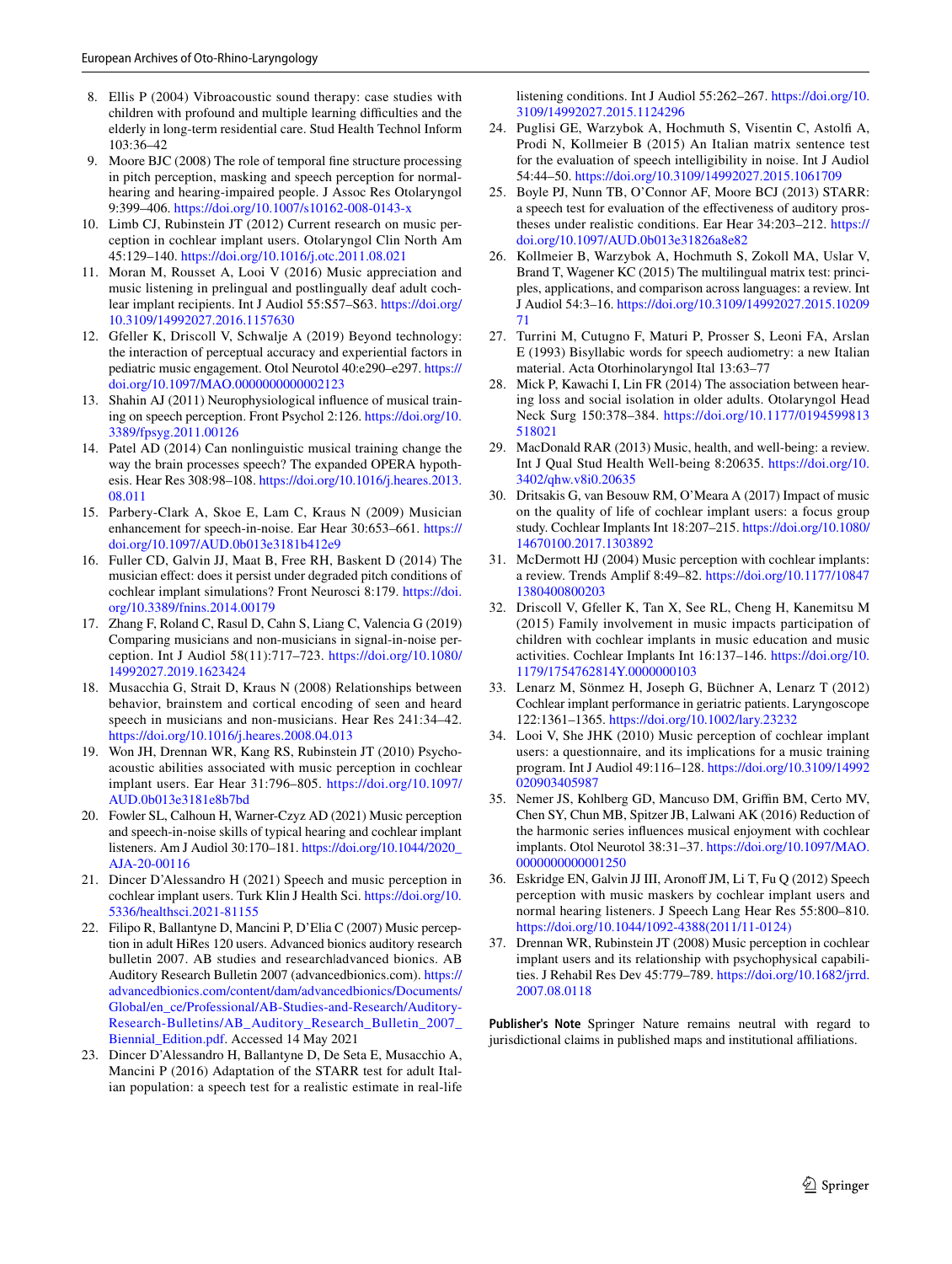8. Ellis P (2004) Vibroacoustic sound therapy: case studies with children with profound and multiple learning difficulties and the elderly in long-term residential care. Stud Health Technol Inform 103:36–42
9. Moore BJC (2008) The role of temporal fine structure processing in pitch perception, masking and speech perception for normal-hearing and hearing-impaired people. J Assoc Res Otolaryngol 9:399–406. https://doi.org/10.1007/s10162-008-0143-x
10. Limb CJ, Rubinstein JT (2012) Current research on music perception in cochlear implant users. Otolaryngol Clin North Am 45:129–140. https://doi.org/10.1016/j.otc.2011.08.021
11. Moran M, Rousset A, Looi V (2016) Music appreciation and music listening in prelingual and postlingually deaf adult cochlear implant recipients. Int J Audiol 55:S57–S63. https://doi.org/10.3109/14992027.2016.1157630
12. Gfeller K, Driscoll V, Schwalje A (2019) Beyond technology: the interaction of perceptual accuracy and experiential factors in pediatric music engagement. Otol Neurotol 40:e290–e297. https://doi.org/10.1097/MAO.0000000000002123
13. Shahin AJ (2011) Neurophysiological influence of musical training on speech perception. Front Psychol 2:126. https://doi.org/10.3389/fpsyg.2011.00126
14. Patel AD (2014) Can nonlinguistic musical training change the way the brain processes speech? The expanded OPERA hypothesis. Hear Res 308:98–108. https://doi.org/10.1016/j.heares.2013.08.011
15. Parbery-Clark A, Skoe E, Lam C, Kraus N (2009) Musician enhancement for speech-in-noise. Ear Hear 30:653–661. https://doi.org/10.1097/AUD.0b013e3181b412e9
16. Fuller CD, Galvin JJ, Maat B, Free RH, Baskent D (2014) The musician effect: does it persist under degraded pitch conditions of cochlear implant simulations? Front Neurosci 8:179. https://doi.org/10.3389/fnins.2014.00179
17. Zhang F, Roland C, Rasul D, Cahn S, Liang C, Valencia G (2019) Comparing musicians and non-musicians in signal-in-noise perception. Int J Audiol 58(11):717–723. https://doi.org/10.1080/14992027.2019.1623424
18. Musacchia G, Strait D, Kraus N (2008) Relationships between behavior, brainstem and cortical encoding of seen and heard speech in musicians and non-musicians. Hear Res 241:34–42. https://doi.org/10.1016/j.heares.2008.04.013
19. Won JH, Drennan WR, Kang RS, Rubinstein JT (2010) Psychoacoustic abilities associated with music perception in cochlear implant users. Ear Hear 31:796–805. https://doi.org/10.1097/AUD.0b013e3181e8b7bd
20. Fowler SL, Calhoun H, Warner-Czyz AD (2021) Music perception and speech-in-noise skills of typical hearing and cochlear implant listeners. Am J Audiol 30:170–181. https://doi.org/10.1044/2020_AJA-20-00116
21. Dincer D'Alessandro H (2021) Speech and music perception in cochlear implant users. Turk Klin J Health Sci. https://doi.org/10.5336/healthsci.2021-81155
22. Filipo R, Ballantyne D, Mancini P, D'Elia C (2007) Music perception in adult HiRes 120 users. Advanced bionics auditory research bulletin 2007. AB studies and research|advanced bionics. AB Auditory Research Bulletin 2007 (advancedbionics.com). https://advancedbionics.com/content/dam/advancedbionics/Documents/Global/en_ce/Professional/AB-Studies-and-Research/Auditory-Research-Bulletins/AB_Auditory_Research_Bulletin_2007_Biennial_Edition.pdf. Accessed 14 May 2021
23. Dincer D'Alessandro H, Ballantyne D, De Seta E, Musacchio A, Mancini P (2016) Adaptation of the STARR test for adult Italian population: a speech test for a realistic estimate in real-life listening conditions. Int J Audiol 55:262–267. https://doi.org/10.3109/14992027.2015.1124296
24. Puglisi GE, Warzybok A, Hochmuth S, Visentin C, Astolfi A, Prodi N, Kollmeier B (2015) An Italian matrix sentence test for the evaluation of speech intelligibility in noise. Int J Audiol 54:44–50. https://doi.org/10.3109/14992027.2015.1061709
25. Boyle PJ, Nunn TB, O'Connor AF, Moore BCJ (2013) STARR: a speech test for evaluation of the effectiveness of auditory prostheses under realistic conditions. Ear Hear 34:203–212. https://doi.org/10.1097/AUD.0b013e31826a8e82
26. Kollmeier B, Warzybok A, Hochmuth S, Zokoll MA, Uslar V, Brand T, Wagener KC (2015) The multilingual matrix test: principles, applications, and comparison across languages: a review. Int J Audiol 54:3–16. https://doi.org/10.3109/14992027.2015.1020971
27. Turrini M, Cutugno F, Maturi P, Prosser S, Leoni FA, Arslan E (1993) Bisyllabic words for speech audiometry: a new Italian material. Acta Otorhinolaryngol Ital 13:63–77
28. Mick P, Kawachi I, Lin FR (2014) The association between hearing loss and social isolation in older adults. Otolaryngol Head Neck Surg 150:378–384. https://doi.org/10.1177/0194599813518021
29. MacDonald RAR (2013) Music, health, and well-being: a review. Int J Qual Stud Health Well-being 8:20635. https://doi.org/10.3402/qhw.v8i0.20635
30. Dritsakis G, van Besouw RM, O'Meara A (2017) Impact of music on the quality of life of cochlear implant users: a focus group study. Cochlear Implants Int 18:207–215. https://doi.org/10.1080/14670100.2017.1303892
31. McDermott HJ (2004) Music perception with cochlear implants: a review. Trends Amplif 8:49–82. https://doi.org/10.1177/108471380400800203
32. Driscoll V, Gfeller K, Tan X, See RL, Cheng H, Kanemitsu M (2015) Family involvement in music impacts participation of children with cochlear implants in music education and music activities. Cochlear Implants Int 16:137–146. https://doi.org/10.1179/1754762814Y.0000000103
33. Lenarz M, Sönmez H, Joseph G, Büchner A, Lenarz T (2012) Cochlear implant performance in geriatric patients. Laryngoscope 122:1361–1365. https://doi.org/10.1002/lary.23232
34. Looi V, She JHK (2010) Music perception of cochlear implant users: a questionnaire, and its implications for a music training program. Int J Audiol 49:116–128. https://doi.org/10.3109/14992020903405987
35. Nemer JS, Kohlberg GD, Mancuso DM, Griffin BM, Certo MV, Chen SY, Chun MB, Spitzer JB, Lalwani AK (2016) Reduction of the harmonic series influences musical enjoyment with cochlear implants. Otol Neurotol 38:31–37. https://doi.org/10.1097/MAO.0000000000001250
36. Eskridge EN, Galvin JJ III, Aronoff JM, Li T, Fu Q (2012) Speech perception with music maskers by cochlear implant users and normal hearing listeners. J Speech Lang Hear Res 55:800–810. https://doi.org/10.1044/1092-4388(2011/11-0124)
37. Drennan WR, Rubinstein JT (2008) Music perception in cochlear implant users and its relationship with psychophysical capabilities. J Rehabil Res Dev 45:779–789. https://doi.org/10.1682/jrrd.2007.08.0118

**Publisher's Note** Springer Nature remains neutral with regard to jurisdictional claims in published maps and institutional affiliations.